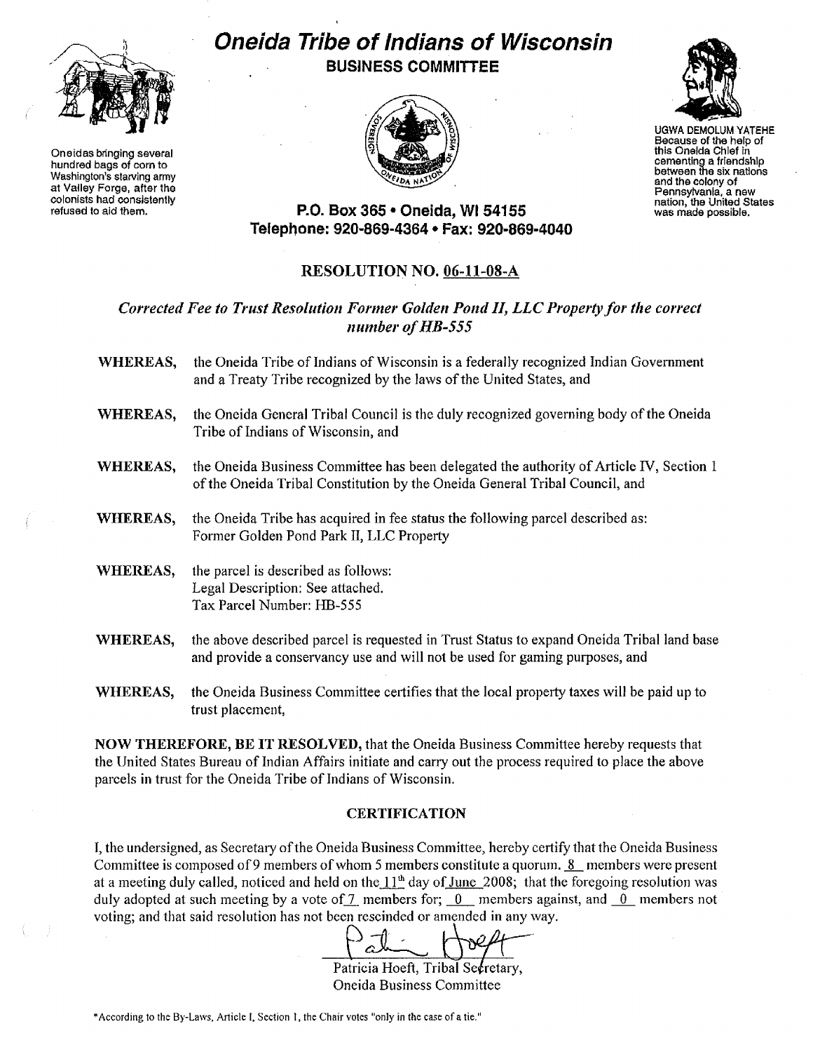Oneidas bringing several hundred bags of corn to Washington's starving army at Valley Forge, after the colonists had consistently refused to aid them.

# Oneida Tribe of Indians of Wisconsin

## BUSINESS COMMITTEE

UGWA DEMOLUM YATEHE
Because of the help of this Oneida Chief in cementing a friendship between the six nations and the colony of Pennsylvania, a new nation, the United States was made possible.

**P.O. Box 365 • Oneida, WI 54155**
**Telephone: 920-869-4364 • Fax: 920-869-4040**

## RESOLUTION NO. 06-11-08-A

*Corrected Fee to Trust Resolution Former Golden Pond II, LLC Property for the correct number of HB-555*

**WHEREAS,** the Oneida Tribe of Indians of Wisconsin is a federally recognized Indian Government and a Treaty Tribe recognized by the laws of the United States, and

**WHEREAS,** the Oneida General Tribal Council is the duly recognized governing body of the Oneida Tribe of Indians of Wisconsin, and

**WHEREAS,** the Oneida Business Committee has been delegated the authority of Article IV, Section 1 of the Oneida Tribal Constitution by the Oneida General Tribal Council, and

**WHEREAS,** the Oneida Tribe has acquired in fee status the following parcel described as:
Former Golden Pond Park II, LLC Property

**WHEREAS,** the parcel is described as follows:
Legal Description: See attached.
Tax Parcel Number: HB-555

**WHEREAS,** the above described parcel is requested in Trust Status to expand Oneida Tribal land base and provide a conservancy use and will not be used for gaming purposes, and

**WHEREAS,** the Oneida Business Committee certifies that the local property taxes will be paid up to trust placement,

**NOW THEREFORE, BE IT RESOLVED,** that the Oneida Business Committee hereby requests that the United States Bureau of Indian Affairs initiate and carry out the process required to place the above parcels in trust for the Oneida Tribe of Indians of Wisconsin.

### CERTIFICATION

I, the undersigned, as Secretary of the Oneida Business Committee, hereby certify that the Oneida Business Committee is composed of 9 members of whom 5 members constitute a quorum. 8 members were present at a meeting duly called, noticed and held on the 11th day of June 2008; that the foregoing resolution was duly adopted at such meeting by a vote of 7 members for; 0 members against, and 0 members not voting; and that said resolution has not been rescinded or amended in any way.

Patricia Hoeft, Tribal Secretary,
Oneida Business Committee

*According to the By-Laws, Article I, Section 1, the Chair votes "only in the case of a tie."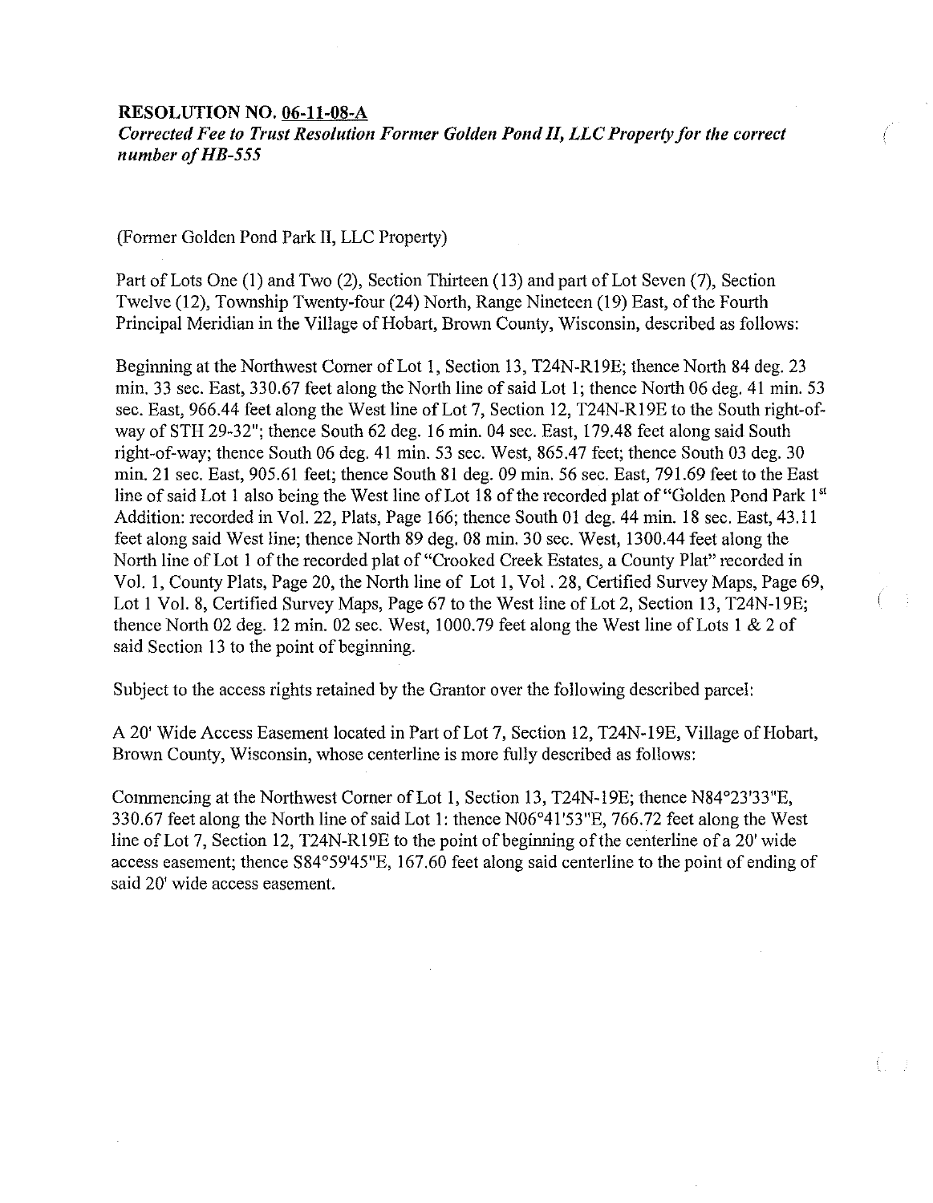**RESOLUTION NO. <u>06-11-08-A</u>**

***Corrected Fee to Trust Resolution Former Golden Pond II, LLC Property for the correct number of HB-555***

(Former Golden Pond Park II, LLC Property)

Part of Lots One (1) and Two (2), Section Thirteen (13) and part of Lot Seven (7), Section Twelve (12), Township Twenty-four (24) North, Range Nineteen (19) East, of the Fourth Principal Meridian in the Village of Hobart, Brown County, Wisconsin, described as follows:

Beginning at the Northwest Corner of Lot 1, Section 13, T24N-R19E; thence North 84 deg. 23 min. 33 sec. East, 330.67 feet along the North line of said Lot 1; thence North 06 deg. 41 min. 53 sec. East, 966.44 feet along the West line of Lot 7, Section 12, T24N-R19E to the South right-of-way of STH 29-32"; thence South 62 deg. 16 min. 04 sec. East, 179.48 feet along said South right-of-way; thence South 06 deg. 41 min. 53 sec. West, 865.47 feet; thence South 03 deg. 30 min. 21 sec. East, 905.61 feet; thence South 81 deg. 09 min. 56 sec. East, 791.69 feet to the East line of said Lot 1 also being the West line of Lot 18 of the recorded plat of "Golden Pond Park 1st Addition: recorded in Vol. 22, Plats, Page 166; thence South 01 deg. 44 min. 18 sec. East, 43.11 feet along said West line; thence North 89 deg. 08 min. 30 sec. West, 1300.44 feet along the North line of Lot 1 of the recorded plat of "Crooked Creek Estates, a County Plat" recorded in Vol. 1, County Plats, Page 20, the North line of Lot 1, Vol . 28, Certified Survey Maps, Page 69, Lot 1 Vol. 8, Certified Survey Maps, Page 67 to the West line of Lot 2, Section 13, T24N-19E; thence North 02 deg. 12 min. 02 sec. West, 1000.79 feet along the West line of Lots 1 & 2 of said Section 13 to the point of beginning.

Subject to the access rights retained by the Grantor over the following described parcel:

A 20' Wide Access Easement located in Part of Lot 7, Section 12, T24N-19E, Village of Hobart, Brown County, Wisconsin, whose centerline is more fully described as follows:

Commencing at the Northwest Corner of Lot 1, Section 13, T24N-19E; thence N84°23'33"E, 330.67 feet along the North line of said Lot 1: thence N06°41'53"E, 766.72 feet along the West line of Lot 7, Section 12, T24N-R19E to the point of beginning of the centerline of a 20' wide access easement; thence S84°59'45"E, 167.60 feet along said centerline to the point of ending of said 20' wide access easement.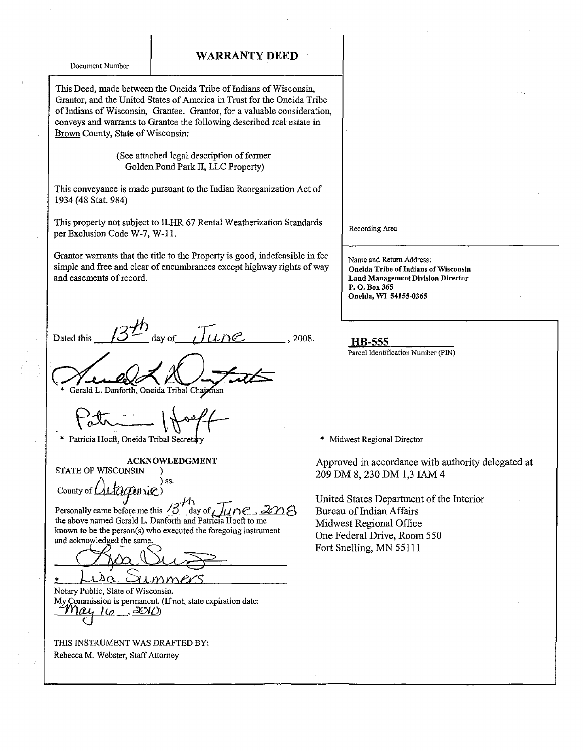Document Number

# WARRANTY DEED

This Deed, made between the Oneida Tribe of Indians of Wisconsin, Grantor, and the United States of America in Trust for the Oneida Tribe of Indians of Wisconsin, Grantee. Grantor, for a valuable consideration, conveys and warrants to Grantee the following described real estate in Brown County, State of Wisconsin:

(See attached legal description of former Golden Pond Park II, LLC Property)

This conveyance is made pursuant to the Indian Reorganization Act of 1934 (48 Stat. 984)

This property not subject to ILHR 67 Rental Weatherization Standards per Exclusion Code W-7, W-11.

Grantor warrants that the title to the Property is good, indefeasible in fee simple and free and clear of encumbrances except highway rights of way and easements of record.

Recording Area

Name and Return Address:
**Oneida Tribe of Indians of Wisconsin**
**Land Management Division Director**
**P. O. Box 365**
**Oneida, WI 54155-0365**

Dated this 13th day of June, 2008.

**HB-555**
Parcel Identification Number (PIN)

\* Gerald L. Danforth, Oneida Tribal Chairman

\* Patricia Hoeft, Oneida Tribal Secretary

\* Midwest Regional Director

Approved in accordance with authority delegated at 209 DM 8, 230 DM 1,3 IAM 4

United States Department of the Interior
Bureau of Indian Affairs
Midwest Regional Office
One Federal Drive, Room 550
Fort Snelling, MN 55111

**ACKNOWLEDGMENT**

STATE OF WISCONSIN )
) ss.
County of Outagamie )

Personally came before me this 13th day of June, 2008 the above named Gerald L. Danforth and Patricia Hoeft to me known to be the person(s) who executed the foregoing instrument and acknowledged the same.

\* Lisa Summers
Notary Public, State of Wisconsin.
My Commission is permanent. (If not, state expiration date: May 16, 2010)

THIS INSTRUMENT WAS DRAFTED BY:
Rebecca M. Webster, Staff Attorney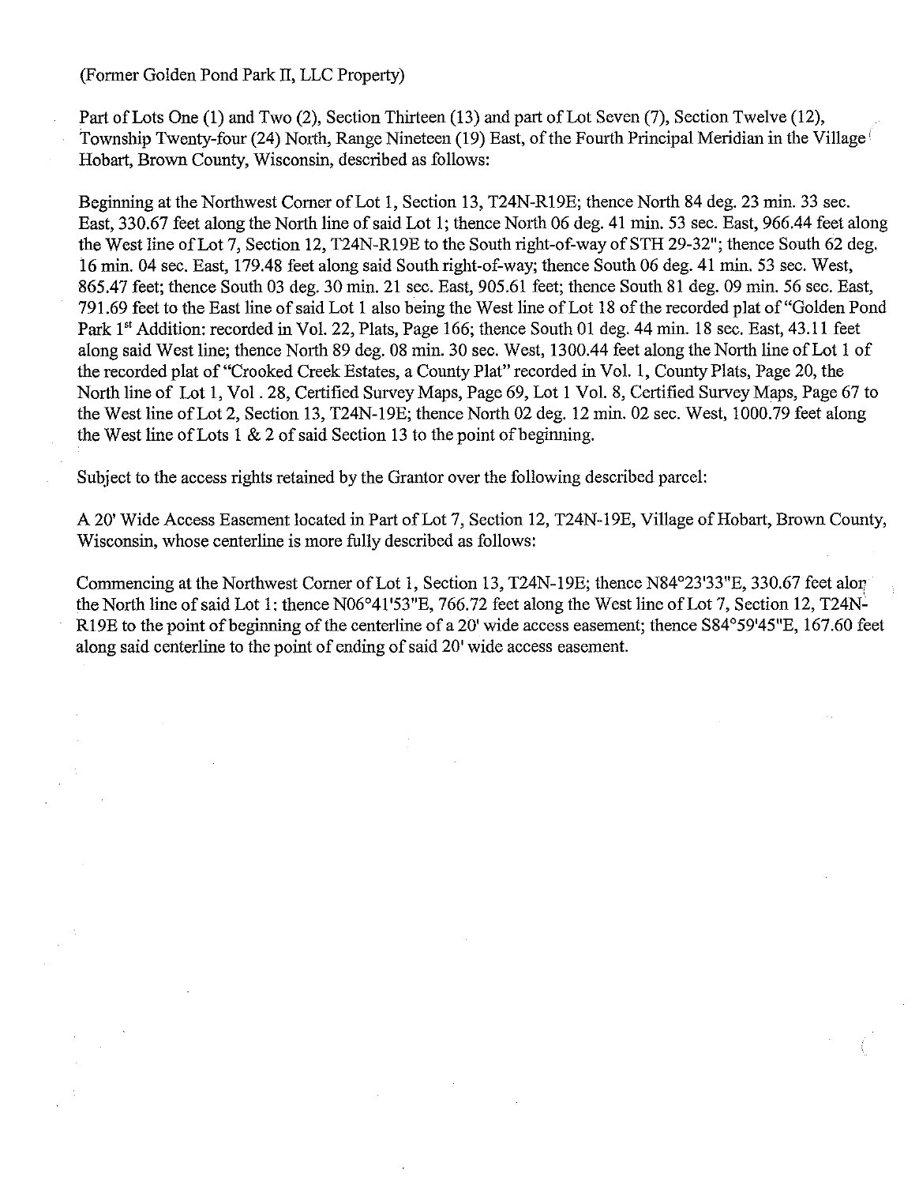(Former Golden Pond Park II, LLC Property)

Part of Lots One (1) and Two (2), Section Thirteen (13) and part of Lot Seven (7), Section Twelve (12), Township Twenty-four (24) North, Range Nineteen (19) East, of the Fourth Principal Meridian in the Village Hobart, Brown County, Wisconsin, described as follows:

Beginning at the Northwest Corner of Lot 1, Section 13, T24N-R19E; thence North 84 deg. 23 min. 33 sec. East, 330.67 feet along the North line of said Lot 1; thence North 06 deg. 41 min. 53 sec. East, 966.44 feet along the West line of Lot 7, Section 12, T24N-R19E to the South right-of-way of STH 29-32"; thence South 62 deg. 16 min. 04 sec. East, 179.48 feet along said South right-of-way; thence South 06 deg. 41 min. 53 sec. West, 865.47 feet; thence South 03 deg. 30 min. 21 sec. East, 905.61 feet; thence South 81 deg. 09 min. 56 sec. East, 791.69 feet to the East line of said Lot 1 also being the West line of Lot 18 of the recorded plat of "Golden Pond Park 1st Addition: recorded in Vol. 22, Plats, Page 166; thence South 01 deg. 44 min. 18 sec. East, 43.11 feet along said West line; thence North 89 deg. 08 min. 30 sec. West, 1300.44 feet along the North line of Lot 1 of the recorded plat of "Crooked Creek Estates, a County Plat" recorded in Vol. 1, County Plats, Page 20, the North line of Lot 1, Vol . 28, Certified Survey Maps, Page 69, Lot 1 Vol. 8, Certified Survey Maps, Page 67 to the West line of Lot 2, Section 13, T24N-19E; thence North 02 deg. 12 min. 02 sec. West, 1000.79 feet along the West line of Lots 1 & 2 of said Section 13 to the point of beginning.

Subject to the access rights retained by the Grantor over the following described parcel:

A 20' Wide Access Easement located in Part of Lot 7, Section 12, T24N-19E, Village of Hobart, Brown County, Wisconsin, whose centerline is more fully described as follows:

Commencing at the Northwest Corner of Lot 1, Section 13, T24N-19E; thence N84°23'33"E, 330.67 feet along the North line of said Lot 1: thence N06°41'53"E, 766.72 feet along the West line of Lot 7, Section 12, T24N-R19E to the point of beginning of the centerline of a 20' wide access easement; thence S84°59'45"E, 167.60 feet along said centerline to the point of ending of said 20' wide access easement.